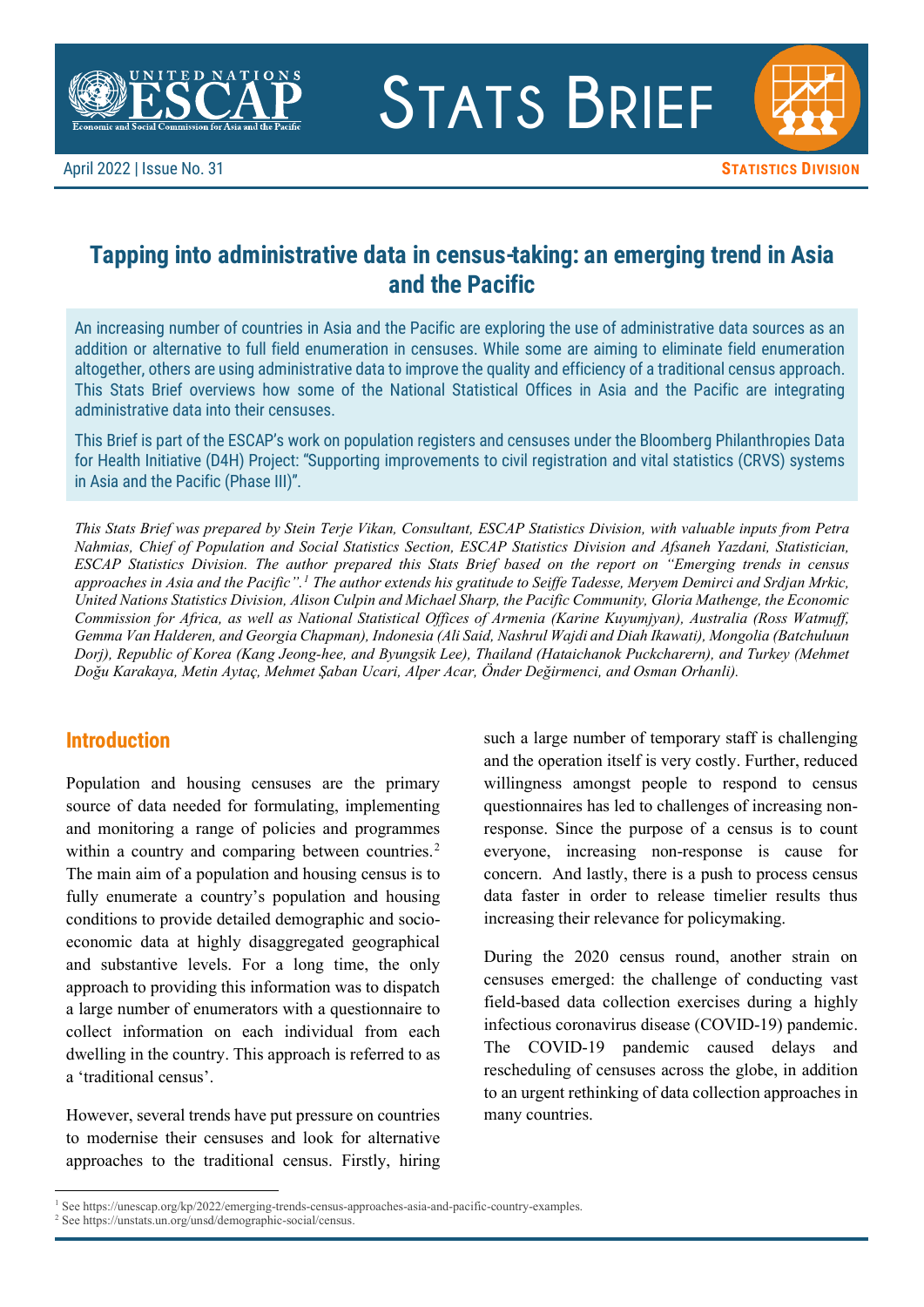# Tapping into administrative data in census-taking: an emerging trend in Asia and the Pacific

An increasing number of countries in Asia and the Pacific are exploring the use of administrative data sources as an addition or alternative to full field enumeration in censuses. While some are aiming to eliminate field enumeration altogether, others are using administrative data to improve the quality and efficiency of a traditional census approach. This Stats Brief overviews how some of the National Statistical Offices in Asia and the Pacific are integrating administrative data into their censuses.

This Brief is part of the ESCAP's work on population registers and censuses under the Bloomberg Philanthropies Data for Health Initiative (D4H) Project: "Supporting improvements to civil registration and vital statistics (CRVS) systems in Asia and the Pacific (Phase III)".

*This Stats Brief was prepared by Stein Terje Vikan, Consultant, ESCAP Statistics Division, with valuable inputs from Petra Nahmias, Chief of Population and Social Statistics Section, ESCAP Statistics Division and Afsaneh Yazdani, Statistician, ESCAP Statistics Division. The author prepared this Stats Brief based on the report on "Emerging trends in census approaches in Asia and the Pacific".[1] The author extends his gratitude to Seiffe Tadesse, Meryem Demirci and Srdjan Mrkic, United Nations Statistics Division, Alison Culpin and Michael Sharp, the Pacific Community, Gloria Mathenge, the Economic Commission for Africa, as well as National Statistical Offices of Armenia (Karine Kuyumjyan), Australia (Ross Watmuff, Gemma Van Halderen, and Georgia Chapman), Indonesia (Ali Said, Nashrul Wajdi and Diah Ikawati), Mongolia (Batchuluun Dorj), Republic of Korea (Kang Jeong-hee, and Byungsik Lee), Thailand (Hataichanok Puckcharern), and Turkey (Mehmet Doğu Karakaya, Metin Aytaç, Mehmet Şaban Ucari, Alper Acar, Önder Değirmenci, and Osman Orhanli).*

## Introduction

Population and housing censuses are the primary source of data needed for formulating, implementing and monitoring a range of policies and programmes within a country and comparing between countries.[2] The main aim of a population and housing census is to fully enumerate a country's population and housing conditions to provide detailed demographic and socio-economic data at highly disaggregated geographical and substantive levels. For a long time, the only approach to providing this information was to dispatch a large number of enumerators with a questionnaire to collect information on each individual from each dwelling in the country. This approach is referred to as a 'traditional census'.

However, several trends have put pressure on countries to modernise their censuses and look for alternative approaches to the traditional census. Firstly, hiring such a large number of temporary staff is challenging and the operation itself is very costly. Further, reduced willingness amongst people to respond to census questionnaires has led to challenges of increasing non-response. Since the purpose of a census is to count everyone, increasing non-response is cause for concern. And lastly, there is a push to process census data faster in order to release timelier results thus increasing their relevance for policymaking.

During the 2020 census round, another strain on censuses emerged: the challenge of conducting vast field-based data collection exercises during a highly infectious coronavirus disease (COVID-19) pandemic. The COVID-19 pandemic caused delays and rescheduling of censuses across the globe, in addition to an urgent rethinking of data collection approaches in many countries.

---

[1] See https://unescap.org/kp/2022/emerging-trends-census-approaches-asia-and-pacific-country-examples.

[2] See https://unstats.un.org/unsd/demographic-social/census.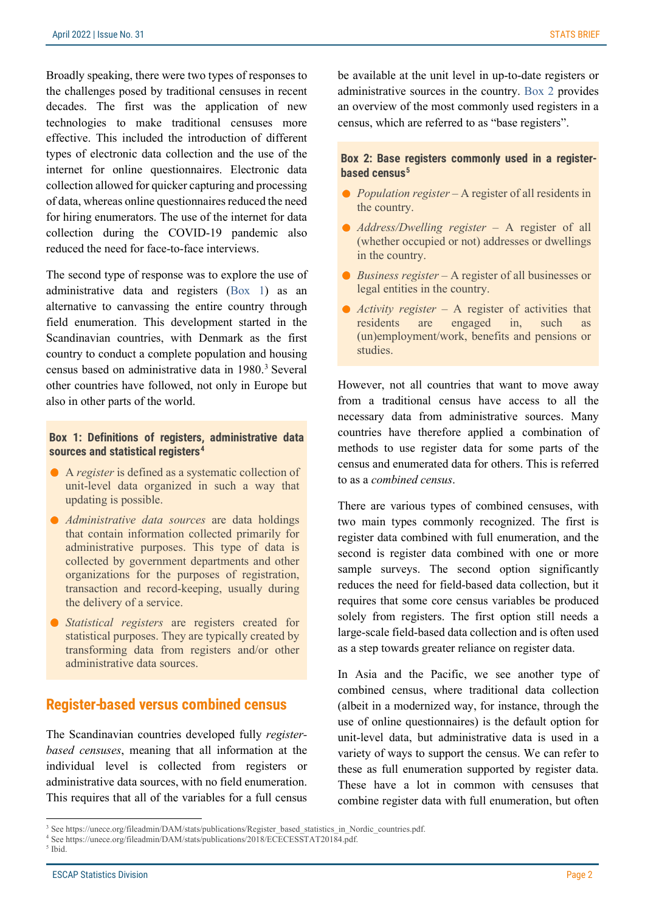Broadly speaking, there were two types of responses to the challenges posed by traditional censuses in recent decades. The first was the application of new technologies to make traditional censuses more effective. This included the introduction of different types of electronic data collection and the use of the internet for online questionnaires. Electronic data collection allowed for quicker capturing and processing of data, whereas online questionnaires reduced the need for hiring enumerators. The use of the internet for data collection during the COVID-19 pandemic also reduced the need for face-to-face interviews.

The second type of response was to explore the use of administrative data and registers (Box 1) as an alternative to canvassing the entire country through field enumeration. This development started in the Scandinavian countries, with Denmark as the first country to conduct a complete population and housing census based on administrative data in 1980.[3] Several other countries have followed, not only in Europe but also in other parts of the world.

**Box 1: Definitions of registers, administrative data sources and statistical registers[4]**

- A *register* is defined as a systematic collection of unit-level data organized in such a way that updating is possible.
- *Administrative data sources* are data holdings that contain information collected primarily for administrative purposes. This type of data is collected by government departments and other organizations for the purposes of registration, transaction and record-keeping, usually during the delivery of a service.
- *Statistical registers* are registers created for statistical purposes. They are typically created by transforming data from registers and/or other administrative data sources.

## Register-based versus combined census

The Scandinavian countries developed fully *register-based censuses*, meaning that all information at the individual level is collected from registers or administrative data sources, with no field enumeration. This requires that all of the variables for a full census be available at the unit level in up-to-date registers or administrative sources in the country. Box 2 provides an overview of the most commonly used registers in a census, which are referred to as "base registers".

**Box 2: Base registers commonly used in a register-based census[5]**

- *Population register* – A register of all residents in the country.
- *Address/Dwelling register* – A register of all (whether occupied or not) addresses or dwellings in the country.
- *Business register* – A register of all businesses or legal entities in the country.
- *Activity register* – A register of activities that residents are engaged in, such as (un)employment/work, benefits and pensions or studies.

However, not all countries that want to move away from a traditional census have access to all the necessary data from administrative sources. Many countries have therefore applied a combination of methods to use register data for some parts of the census and enumerated data for others. This is referred to as a *combined census*.

There are various types of combined censuses, with two main types commonly recognized. The first is register data combined with full enumeration, and the second is register data combined with one or more sample surveys. The second option significantly reduces the need for field-based data collection, but it requires that some core census variables be produced solely from registers. The first option still needs a large-scale field-based data collection and is often used as a step towards greater reliance on register data.

In Asia and the Pacific, we see another type of combined census, where traditional data collection (albeit in a modernized way, for instance, through the use of online questionnaires) is the default option for unit-level data, but administrative data is used in a variety of ways to support the census. We can refer to these as full enumeration supported by register data. These have a lot in common with censuses that combine register data with full enumeration, but often

---

[3] See https://unece.org/fileadmin/DAM/stats/publications/Register_based_statistics_in_Nordic_countries.pdf.
[4] See https://unece.org/fileadmin/DAM/stats/publications/2018/ECECESSTAT20184.pdf.
[5] Ibid.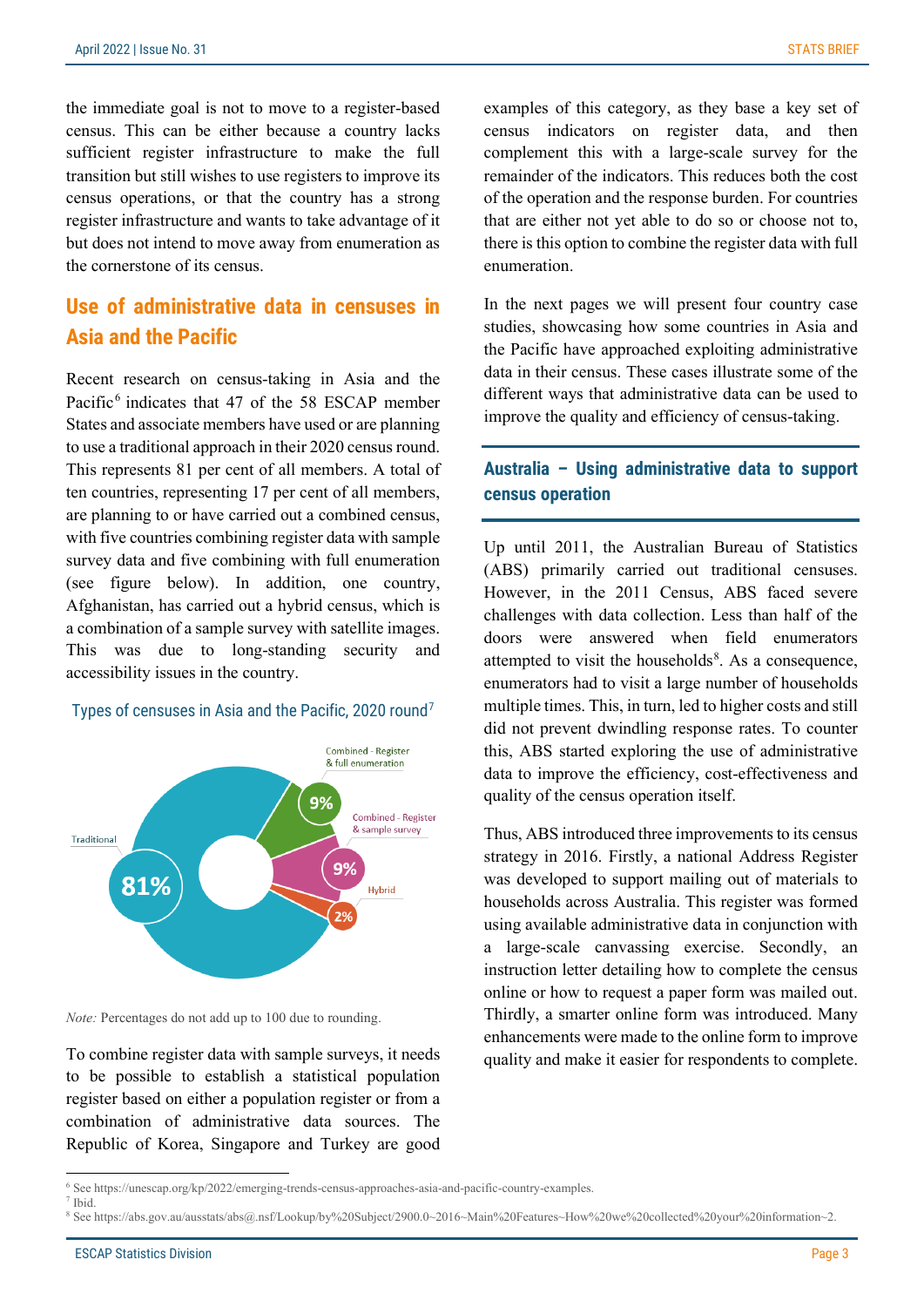the immediate goal is not to move to a register-based census. This can be either because a country lacks sufficient register infrastructure to make the full transition but still wishes to use registers to improve its census operations, or that the country has a strong register infrastructure and wants to take advantage of it but does not intend to move away from enumeration as the cornerstone of its census.

## Use of administrative data in censuses in Asia and the Pacific

Recent research on census-taking in Asia and the Pacific[6] indicates that 47 of the 58 ESCAP member States and associate members have used or are planning to use a traditional approach in their 2020 census round. This represents 81 per cent of all members. A total of ten countries, representing 17 per cent of all members, are planning to or have carried out a combined census, with five countries combining register data with sample survey data and five combining with full enumeration (see figure below). In addition, one country, Afghanistan, has carried out a hybrid census, which is a combination of a sample survey with satellite images. This was due to long-standing security and accessibility issues in the country.

Types of censuses in Asia and the Pacific, 2020 round[7]

Combined - Register & full enumeration
9%
Combined - Register & sample survey
9%
Hybrid
2%
Traditional
81%

*Note:* Percentages do not add up to 100 due to rounding.

To combine register data with sample surveys, it needs to be possible to establish a statistical population register based on either a population register or from a combination of administrative data sources. The Republic of Korea, Singapore and Turkey are good examples of this category, as they base a key set of census indicators on register data, and then complement this with a large-scale survey for the remainder of the indicators. This reduces both the cost of the operation and the response burden. For countries that are either not yet able to do so or choose not to, there is this option to combine the register data with full enumeration.

In the next pages we will present four country case studies, showcasing how some countries in Asia and the Pacific have approached exploiting administrative data in their census. These cases illustrate some of the different ways that administrative data can be used to improve the quality and efficiency of census-taking.

### Australia – Using administrative data to support census operation

Up until 2011, the Australian Bureau of Statistics (ABS) primarily carried out traditional censuses. However, in the 2011 Census, ABS faced severe challenges with data collection. Less than half of the doors were answered when field enumerators attempted to visit the households[8]. As a consequence, enumerators had to visit a large number of households multiple times. This, in turn, led to higher costs and still did not prevent dwindling response rates. To counter this, ABS started exploring the use of administrative data to improve the efficiency, cost-effectiveness and quality of the census operation itself.

Thus, ABS introduced three improvements to its census strategy in 2016. Firstly, a national Address Register was developed to support mailing out of materials to households across Australia. This register was formed using available administrative data in conjunction with a large-scale canvassing exercise. Secondly, an instruction letter detailing how to complete the census online or how to request a paper form was mailed out. Thirdly, a smarter online form was introduced. Many enhancements were made to the online form to improve quality and make it easier for respondents to complete.

---

[6] See https://unescap.org/kp/2022/emerging-trends-census-approaches-asia-and-pacific-country-examples.

[7] Ibid.

[8] See https://abs.gov.au/ausstats/abs@.nsf/Lookup/by%20Subject/2900.0~2016~Main%20Features~How%20we%20collected%20your%20information~2.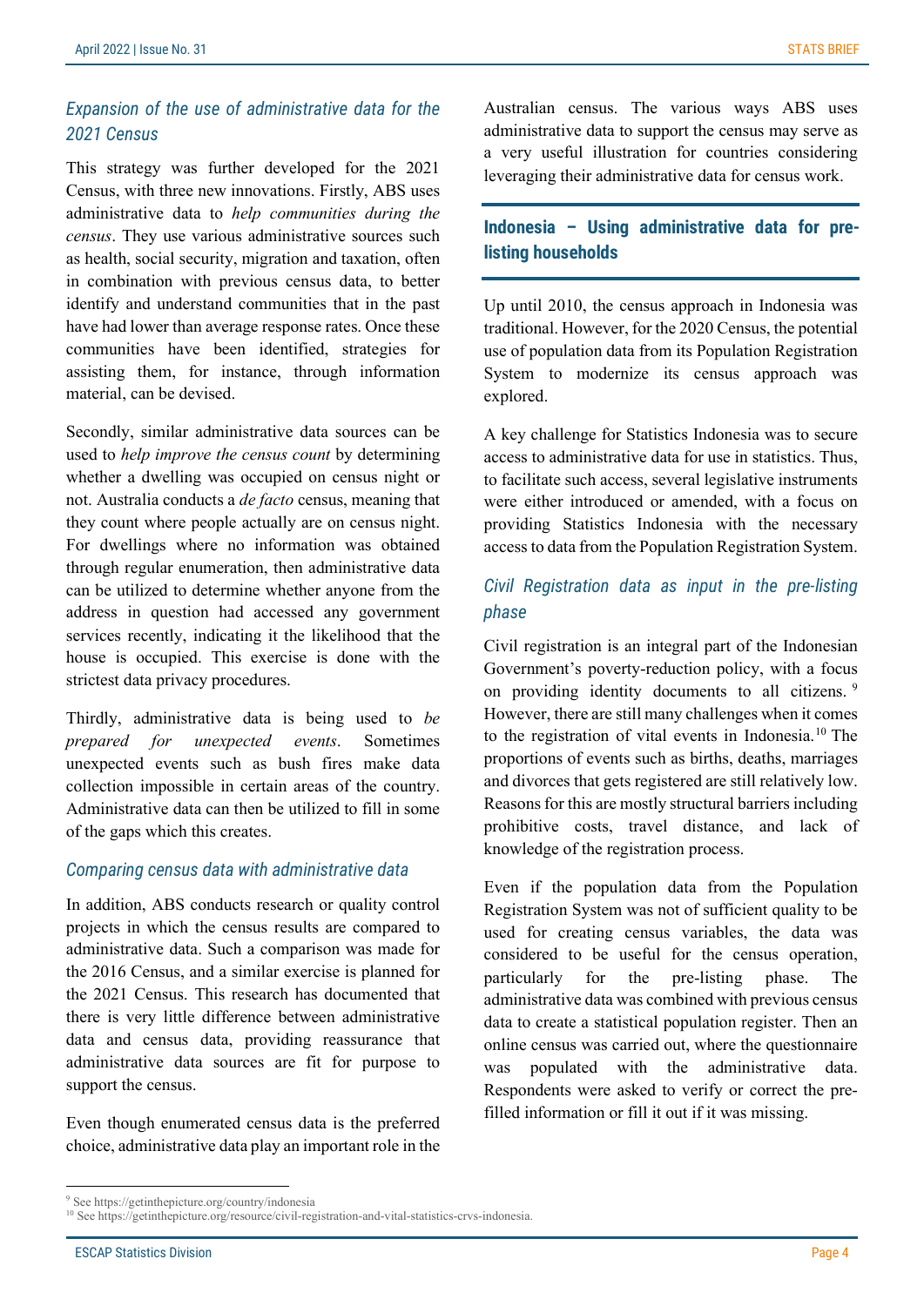### *Expansion of the use of administrative data for the 2021 Census*

This strategy was further developed for the 2021 Census, with three new innovations. Firstly, ABS uses administrative data to *help communities during the census*. They use various administrative sources such as health, social security, migration and taxation, often in combination with previous census data, to better identify and understand communities that in the past have had lower than average response rates. Once these communities have been identified, strategies for assisting them, for instance, through information material, can be devised.

Secondly, similar administrative data sources can be used to *help improve the census count* by determining whether a dwelling was occupied on census night or not. Australia conducts a *de facto* census, meaning that they count where people actually are on census night. For dwellings where no information was obtained through regular enumeration, then administrative data can be utilized to determine whether anyone from the address in question had accessed any government services recently, indicating it the likelihood that the house is occupied. This exercise is done with the strictest data privacy procedures.

Thirdly, administrative data is being used to *be prepared for unexpected events*. Sometimes unexpected events such as bush fires make data collection impossible in certain areas of the country. Administrative data can then be utilized to fill in some of the gaps which this creates.

### *Comparing census data with administrative data*

In addition, ABS conducts research or quality control projects in which the census results are compared to administrative data. Such a comparison was made for the 2016 Census, and a similar exercise is planned for the 2021 Census. This research has documented that there is very little difference between administrative data and census data, providing reassurance that administrative data sources are fit for purpose to support the census.

Even though enumerated census data is the preferred choice, administrative data play an important role in the Australian census. The various ways ABS uses administrative data to support the census may serve as a very useful illustration for countries considering leveraging their administrative data for census work.

## **Indonesia – Using administrative data for pre-listing households**

Up until 2010, the census approach in Indonesia was traditional. However, for the 2020 Census, the potential use of population data from its Population Registration System to modernize its census approach was explored.

A key challenge for Statistics Indonesia was to secure access to administrative data for use in statistics. Thus, to facilitate such access, several legislative instruments were either introduced or amended, with a focus on providing Statistics Indonesia with the necessary access to data from the Population Registration System.

### *Civil Registration data as input in the pre-listing phase*

Civil registration is an integral part of the Indonesian Government's poverty-reduction policy, with a focus on providing identity documents to all citizens.[9] However, there are still many challenges when it comes to the registration of vital events in Indonesia.[10] The proportions of events such as births, deaths, marriages and divorces that gets registered are still relatively low. Reasons for this are mostly structural barriers including prohibitive costs, travel distance, and lack of knowledge of the registration process.

Even if the population data from the Population Registration System was not of sufficient quality to be used for creating census variables, the data was considered to be useful for the census operation, particularly for the pre-listing phase. The administrative data was combined with previous census data to create a statistical population register. Then an online census was carried out, where the questionnaire was populated with the administrative data. Respondents were asked to verify or correct the pre-filled information or fill it out if it was missing.

---

[9] See https://getinthepicture.org/country/indonesia

[10] See https://getinthepicture.org/resource/civil-registration-and-vital-statistics-crvs-indonesia.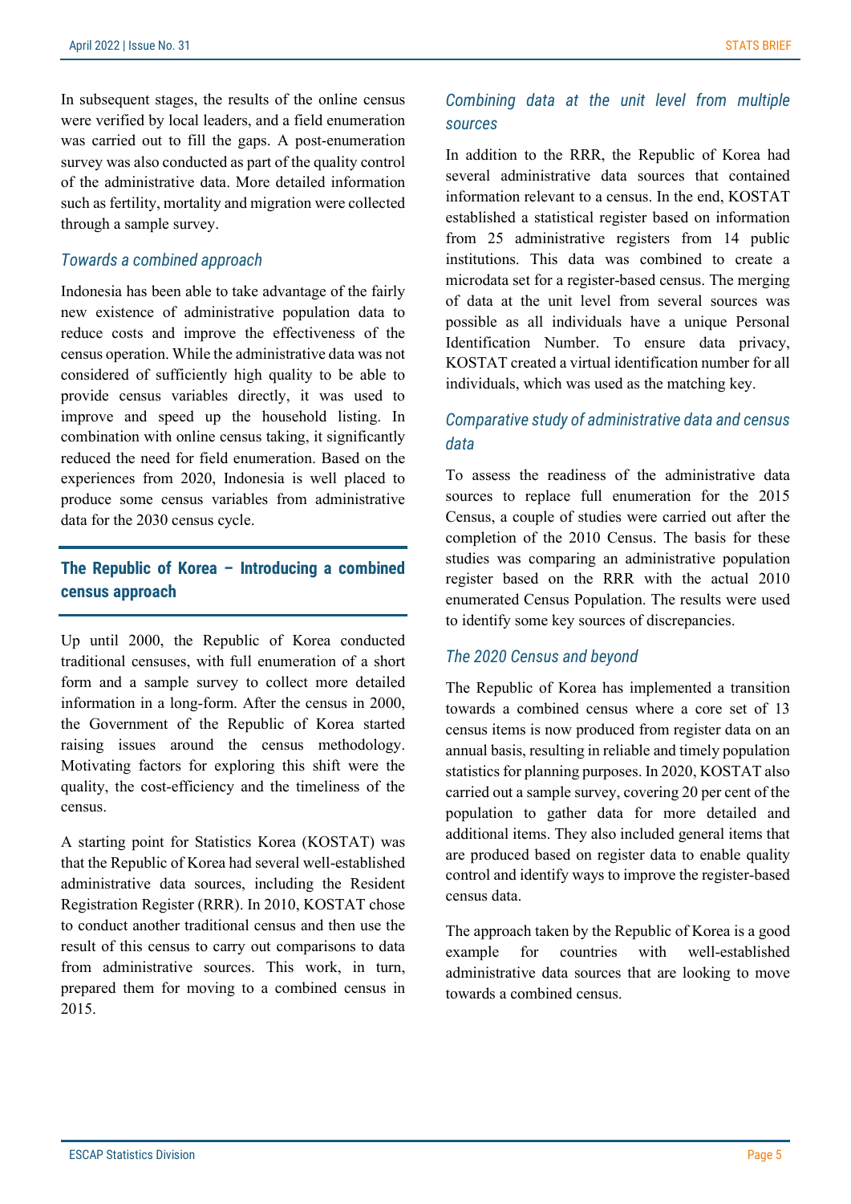In subsequent stages, the results of the online census were verified by local leaders, and a field enumeration was carried out to fill the gaps. A post-enumeration survey was also conducted as part of the quality control of the administrative data. More detailed information such as fertility, mortality and migration were collected through a sample survey.

### *Towards a combined approach*

Indonesia has been able to take advantage of the fairly new existence of administrative population data to reduce costs and improve the effectiveness of the census operation. While the administrative data was not considered of sufficiently high quality to be able to provide census variables directly, it was used to improve and speed up the household listing. In combination with online census taking, it significantly reduced the need for field enumeration. Based on the experiences from 2020, Indonesia is well placed to produce some census variables from administrative data for the 2030 census cycle.

## The Republic of Korea – Introducing a combined census approach

Up until 2000, the Republic of Korea conducted traditional censuses, with full enumeration of a short form and a sample survey to collect more detailed information in a long-form. After the census in 2000, the Government of the Republic of Korea started raising issues around the census methodology. Motivating factors for exploring this shift were the quality, the cost-efficiency and the timeliness of the census.

A starting point for Statistics Korea (KOSTAT) was that the Republic of Korea had several well-established administrative data sources, including the Resident Registration Register (RRR). In 2010, KOSTAT chose to conduct another traditional census and then use the result of this census to carry out comparisons to data from administrative sources. This work, in turn, prepared them for moving to a combined census in 2015.

### *Combining data at the unit level from multiple sources*

In addition to the RRR, the Republic of Korea had several administrative data sources that contained information relevant to a census. In the end, KOSTAT established a statistical register based on information from 25 administrative registers from 14 public institutions. This data was combined to create a microdata set for a register-based census. The merging of data at the unit level from several sources was possible as all individuals have a unique Personal Identification Number. To ensure data privacy, KOSTAT created a virtual identification number for all individuals, which was used as the matching key.

### *Comparative study of administrative data and census data*

To assess the readiness of the administrative data sources to replace full enumeration for the 2015 Census, a couple of studies were carried out after the completion of the 2010 Census. The basis for these studies was comparing an administrative population register based on the RRR with the actual 2010 enumerated Census Population. The results were used to identify some key sources of discrepancies.

### *The 2020 Census and beyond*

The Republic of Korea has implemented a transition towards a combined census where a core set of 13 census items is now produced from register data on an annual basis, resulting in reliable and timely population statistics for planning purposes. In 2020, KOSTAT also carried out a sample survey, covering 20 per cent of the population to gather data for more detailed and additional items. They also included general items that are produced based on register data to enable quality control and identify ways to improve the register-based census data.

The approach taken by the Republic of Korea is a good example for countries with well-established administrative data sources that are looking to move towards a combined census.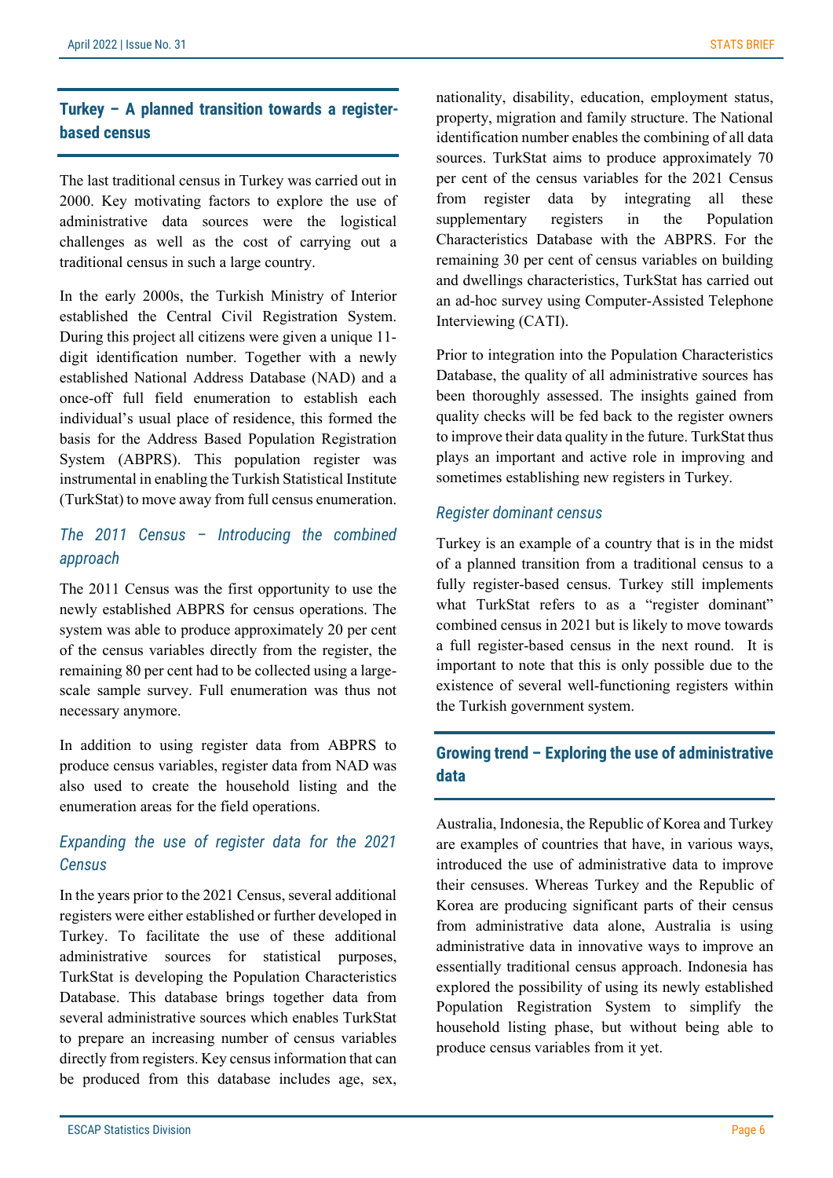## Turkey – A planned transition towards a register-based census

The last traditional census in Turkey was carried out in 2000. Key motivating factors to explore the use of administrative data sources were the logistical challenges as well as the cost of carrying out a traditional census in such a large country.

In the early 2000s, the Turkish Ministry of Interior established the Central Civil Registration System. During this project all citizens were given a unique 11-digit identification number. Together with a newly established National Address Database (NAD) and a once-off full field enumeration to establish each individual's usual place of residence, this formed the basis for the Address Based Population Registration System (ABPRS). This population register was instrumental in enabling the Turkish Statistical Institute (TurkStat) to move away from full census enumeration.

### *The 2011 Census – Introducing the combined approach*

The 2011 Census was the first opportunity to use the newly established ABPRS for census operations. The system was able to produce approximately 20 per cent of the census variables directly from the register, the remaining 80 per cent had to be collected using a large-scale sample survey. Full enumeration was thus not necessary anymore.

In addition to using register data from ABPRS to produce census variables, register data from NAD was also used to create the household listing and the enumeration areas for the field operations.

### *Expanding the use of register data for the 2021 Census*

In the years prior to the 2021 Census, several additional registers were either established or further developed in Turkey. To facilitate the use of these additional administrative sources for statistical purposes, TurkStat is developing the Population Characteristics Database. This database brings together data from several administrative sources which enables TurkStat to prepare an increasing number of census variables directly from registers. Key census information that can be produced from this database includes age, sex, nationality, disability, education, employment status, property, migration and family structure. The National identification number enables the combining of all data sources. TurkStat aims to produce approximately 70 per cent of the census variables for the 2021 Census from register data by integrating all these supplementary registers in the Population Characteristics Database with the ABPRS. For the remaining 30 per cent of census variables on building and dwellings characteristics, TurkStat has carried out an ad-hoc survey using Computer-Assisted Telephone Interviewing (CATI).

Prior to integration into the Population Characteristics Database, the quality of all administrative sources has been thoroughly assessed. The insights gained from quality checks will be fed back to the register owners to improve their data quality in the future. TurkStat thus plays an important and active role in improving and sometimes establishing new registers in Turkey.

### *Register dominant census*

Turkey is an example of a country that is in the midst of a planned transition from a traditional census to a fully register-based census. Turkey still implements what TurkStat refers to as a "register dominant" combined census in 2021 but is likely to move towards a full register-based census in the next round. It is important to note that this is only possible due to the existence of several well-functioning registers within the Turkish government system.

## Growing trend – Exploring the use of administrative data

Australia, Indonesia, the Republic of Korea and Turkey are examples of countries that have, in various ways, introduced the use of administrative data to improve their censuses. Whereas Turkey and the Republic of Korea are producing significant parts of their census from administrative data alone, Australia is using administrative data in innovative ways to improve an essentially traditional census approach. Indonesia has explored the possibility of using its newly established Population Registration System to simplify the household listing phase, but without being able to produce census variables from it yet.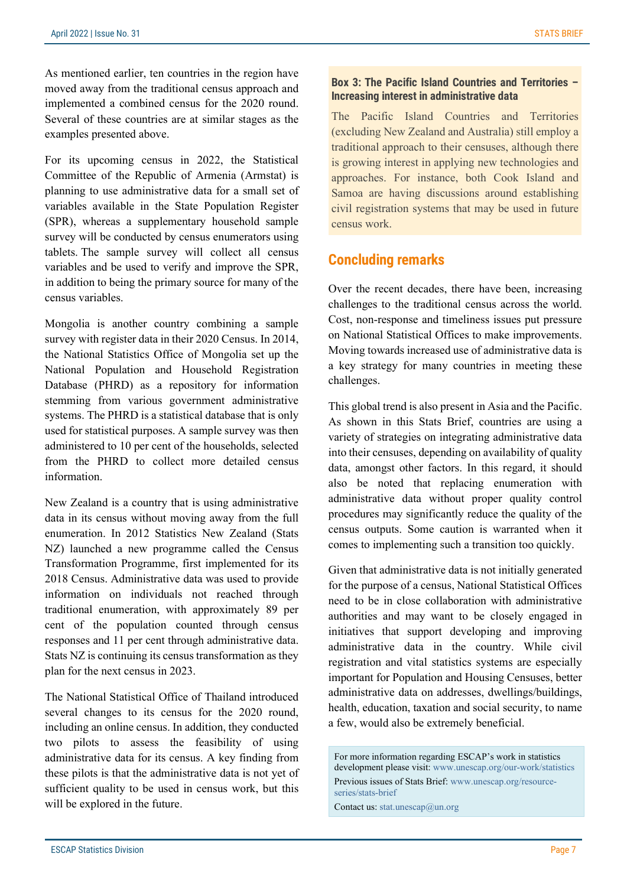As mentioned earlier, ten countries in the region have moved away from the traditional census approach and implemented a combined census for the 2020 round. Several of these countries are at similar stages as the examples presented above.

For its upcoming census in 2022, the Statistical Committee of the Republic of Armenia (Armstat) is planning to use administrative data for a small set of variables available in the State Population Register (SPR), whereas a supplementary household sample survey will be conducted by census enumerators using tablets. The sample survey will collect all census variables and be used to verify and improve the SPR, in addition to being the primary source for many of the census variables.

Mongolia is another country combining a sample survey with register data in their 2020 Census. In 2014, the National Statistics Office of Mongolia set up the National Population and Household Registration Database (PHRD) as a repository for information stemming from various government administrative systems. The PHRD is a statistical database that is only used for statistical purposes. A sample survey was then administered to 10 per cent of the households, selected from the PHRD to collect more detailed census information.

New Zealand is a country that is using administrative data in its census without moving away from the full enumeration. In 2012 Statistics New Zealand (Stats NZ) launched a new programme called the Census Transformation Programme, first implemented for its 2018 Census. Administrative data was used to provide information on individuals not reached through traditional enumeration, with approximately 89 per cent of the population counted through census responses and 11 per cent through administrative data. Stats NZ is continuing its census transformation as they plan for the next census in 2023.

The National Statistical Office of Thailand introduced several changes to its census for the 2020 round, including an online census. In addition, they conducted two pilots to assess the feasibility of using administrative data for its census. A key finding from these pilots is that the administrative data is not yet of sufficient quality to be used in census work, but this will be explored in the future.

**Box 3: The Pacific Island Countries and Territories – Increasing interest in administrative data**

The Pacific Island Countries and Territories (excluding New Zealand and Australia) still employ a traditional approach to their censuses, although there is growing interest in applying new technologies and approaches. For instance, both Cook Island and Samoa are having discussions around establishing civil registration systems that may be used in future census work.

## Concluding remarks

Over the recent decades, there have been, increasing challenges to the traditional census across the world. Cost, non-response and timeliness issues put pressure on National Statistical Offices to make improvements. Moving towards increased use of administrative data is a key strategy for many countries in meeting these challenges.

This global trend is also present in Asia and the Pacific. As shown in this Stats Brief, countries are using a variety of strategies on integrating administrative data into their censuses, depending on availability of quality data, amongst other factors. In this regard, it should also be noted that replacing enumeration with administrative data without proper quality control procedures may significantly reduce the quality of the census outputs. Some caution is warranted when it comes to implementing such a transition too quickly.

Given that administrative data is not initially generated for the purpose of a census, National Statistical Offices need to be in close collaboration with administrative authorities and may want to be closely engaged in initiatives that support developing and improving administrative data in the country. While civil registration and vital statistics systems are especially important for Population and Housing Censuses, better administrative data on addresses, dwellings/buildings, health, education, taxation and social security, to name a few, would also be extremely beneficial.

For more information regarding ESCAP's work in statistics development please visit: www.unescap.org/our-work/statistics

Previous issues of Stats Brief: www.unescap.org/resource-series/stats-brief

Contact us: stat.unescap@un.org